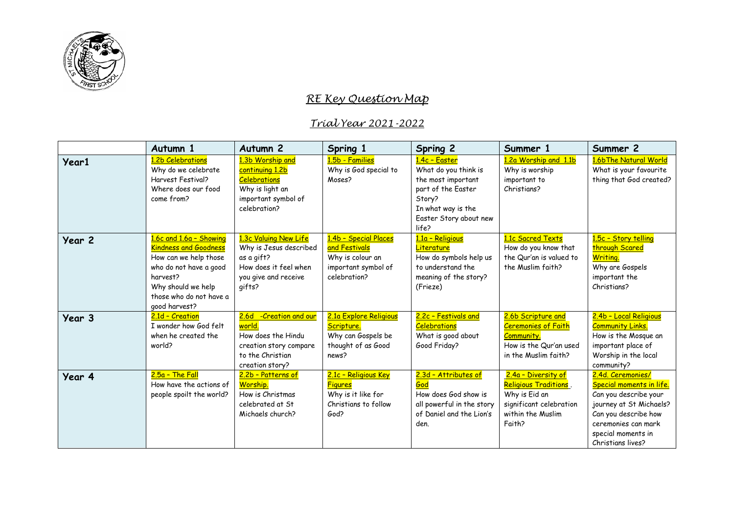# *RE Key Question Map*

## *Trial Year 2021-2022*

| | Autumn 1 | Autumn 2 | Spring 1 | Spring 2 | Summer 1 | Summer 2 |
|---|---|---|---|---|---|---|
| **Year1** | 1.2b Celebrations<br>Why do we celebrate Harvest Festival?<br>Where does our food come from? | 1.3b Worship and continuing 1.2b Celebrations<br>Why is light an important symbol of celebration? | 1.5b - Families<br>Why is God special to Moses? | 1.4c – Easter<br>What do you think is the most important part of the Easter Story?<br>In what way is the Easter Story about new life? | 1.2a Worship and 1.1b<br>Why is worship important to Christians? | 1.6bThe Natural World<br>What is your favourite thing that God created? |
| **Year 2** | 1.6c and 1.6a – Showing Kindness and Goodness<br>How can we help those who do not have a good harvest?<br>Why should we help those who do not have a good harvest? | 1.3c Valuing New Life<br>Why is Jesus described as a gift?<br>How does it feel when you give and receive gifts? | 1.4b – Special Places and Festivals<br>Why is colour an important symbol of celebration? | 1.1a – Religious Literature<br>How do symbols help us to understand the meaning of the story? (Frieze) | 1.1c Sacred Texts<br>How do you know that the Qur'an is valued to the Muslim faith? | 1.5c – Story telling through Scared Writing.<br>Why are Gospels important the Christians? |
| **Year 3** | 2.1d – Creation<br>I wonder how God felt when he created the world? | 2.6d -Creation and our world.<br>How does the Hindu creation story compare to the Christian creation story? | 2.1a Explore Religious Scripture.<br>Why can Gospels be thought of as Good news? | 2.2c – Festivals and Celebrations<br>What is good about Good Friday? | 2.6b Scripture and Ceremonies of Faith Community.<br>How is the Qur'an used in the Muslim faith? | 2.4b – Local Religious Community Links.<br>How is the Mosque an important place of Worship in the local community? |
| **Year 4** | 2.5a – The Fall<br>How have the actions of people spoilt the world? | 2.2b – Patterns of Worship.<br>How is Christmas celebrated at St Michaels church? | 2.1c – Religious Key Figures<br>Why is it like for Christians to follow God? | 2.3d – Attributes of God<br>How does God show is all powerful in the story of Daniel and the Lion's den. | 2.4a – Diversity of Religious Traditions .<br>Why is Eid an significant celebration within the Muslim Faith? | 2.4d. Ceremonies/ Special moments in life.<br>Can you describe your journey at St Michaels?<br>Can you describe how ceremonies can mark special moments in Christians lives? |